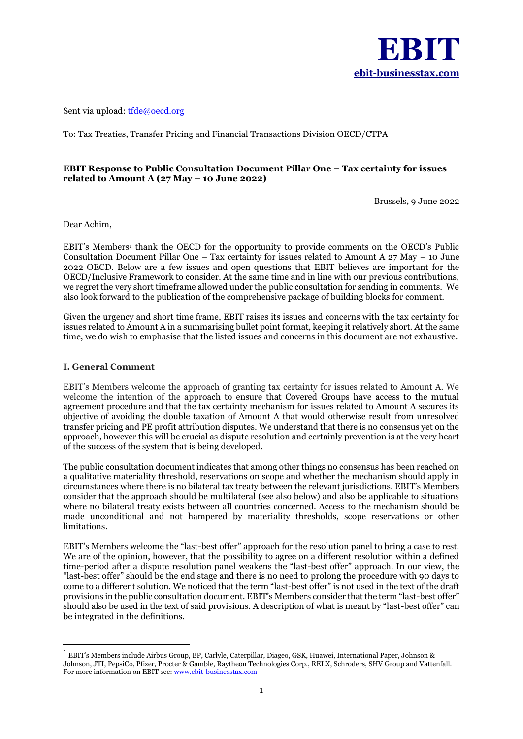**EBIT**
**ebit-businesstax.com**

Sent via upload: tfde@oecd.org

To: Tax Treaties, Transfer Pricing and Financial Transactions Division OECD/CTPA

**EBIT Response to Public Consultation Document Pillar One – Tax certainty for issues related to Amount A (27 May – 10 June 2022)**

Brussels, 9 June 2022

Dear Achim,

EBIT's Members[1] thank the OECD for the opportunity to provide comments on the OECD's Public Consultation Document Pillar One – Tax certainty for issues related to Amount A 27 May – 10 June 2022 OECD. Below are a few issues and open questions that EBIT believes are important for the OECD/Inclusive Framework to consider. At the same time and in line with our previous contributions, we regret the very short timeframe allowed under the public consultation for sending in comments. We also look forward to the publication of the comprehensive package of building blocks for comment.

Given the urgency and short time frame, EBIT raises its issues and concerns with the tax certainty for issues related to Amount A in a summarising bullet point format, keeping it relatively short. At the same time, we do wish to emphasise that the listed issues and concerns in this document are not exhaustive.

## I. General Comment

EBIT's Members welcome the approach of granting tax certainty for issues related to Amount A. We welcome the intention of the approach to ensure that Covered Groups have access to the mutual agreement procedure and that the tax certainty mechanism for issues related to Amount A secures its objective of avoiding the double taxation of Amount A that would otherwise result from unresolved transfer pricing and PE profit attribution disputes. We understand that there is no consensus yet on the approach, however this will be crucial as dispute resolution and certainly prevention is at the very heart of the success of the system that is being developed.

The public consultation document indicates that among other things no consensus has been reached on a qualitative materiality threshold, reservations on scope and whether the mechanism should apply in circumstances where there is no bilateral tax treaty between the relevant jurisdictions. EBIT's Members consider that the approach should be multilateral (see also below) and also be applicable to situations where no bilateral treaty exists between all countries concerned. Access to the mechanism should be made unconditional and not hampered by materiality thresholds, scope reservations or other limitations.

EBIT's Members welcome the "last-best offer" approach for the resolution panel to bring a case to rest. We are of the opinion, however, that the possibility to agree on a different resolution within a defined time-period after a dispute resolution panel weakens the "last-best offer" approach. In our view, the "last-best offer" should be the end stage and there is no need to prolong the procedure with 90 days to come to a different solution. We noticed that the term "last-best offer" is not used in the text of the draft provisions in the public consultation document. EBIT's Members consider that the term "last-best offer" should also be used in the text of said provisions. A description of what is meant by "last-best offer" can be integrated in the definitions.

---

[1] EBIT's Members include Airbus Group, BP, Carlyle, Caterpillar, Diageo, GSK, Huawei, International Paper, Johnson & Johnson, JTI, PepsiCo, Pfizer, Procter & Gamble, Raytheon Technologies Corp., RELX, Schroders, SHV Group and Vattenfall. For more information on EBIT see: www.ebit-businesstax.com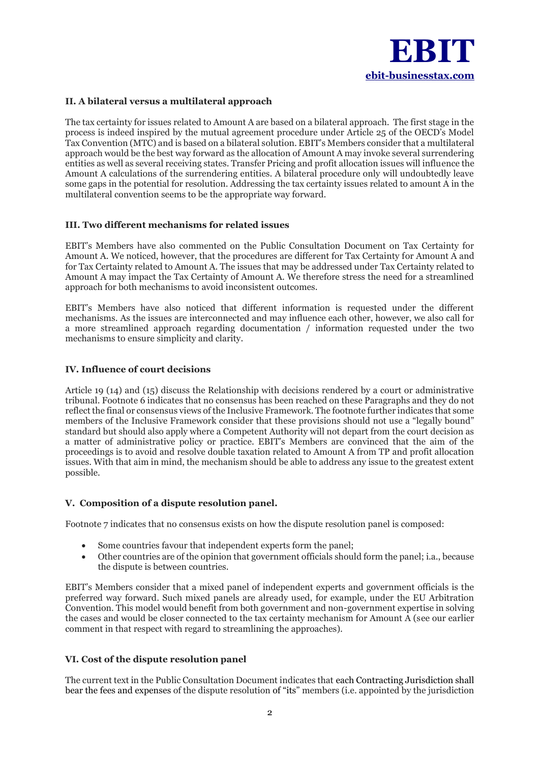## II. A bilateral versus a multilateral approach

The tax certainty for issues related to Amount A are based on a bilateral approach. The first stage in the process is indeed inspired by the mutual agreement procedure under Article 25 of the OECD's Model Tax Convention (MTC) and is based on a bilateral solution. EBIT's Members consider that a multilateral approach would be the best way forward as the allocation of Amount A may invoke several surrendering entities as well as several receiving states. Transfer Pricing and profit allocation issues will influence the Amount A calculations of the surrendering entities. A bilateral procedure only will undoubtedly leave some gaps in the potential for resolution. Addressing the tax certainty issues related to amount A in the multilateral convention seems to be the appropriate way forward.

## III. Two different mechanisms for related issues

EBIT's Members have also commented on the Public Consultation Document on Tax Certainty for Amount A. We noticed, however, that the procedures are different for Tax Certainty for Amount A and for Tax Certainty related to Amount A. The issues that may be addressed under Tax Certainty related to Amount A may impact the Tax Certainty of Amount A. We therefore stress the need for a streamlined approach for both mechanisms to avoid inconsistent outcomes.

EBIT's Members have also noticed that different information is requested under the different mechanisms. As the issues are interconnected and may influence each other, however, we also call for a more streamlined approach regarding documentation / information requested under the two mechanisms to ensure simplicity and clarity.

## IV. Influence of court decisions

Article 19 (14) and (15) discuss the Relationship with decisions rendered by a court or administrative tribunal. Footnote 6 indicates that no consensus has been reached on these Paragraphs and they do not reflect the final or consensus views of the Inclusive Framework. The footnote further indicates that some members of the Inclusive Framework consider that these provisions should not use a "legally bound" standard but should also apply where a Competent Authority will not depart from the court decision as a matter of administrative policy or practice. EBIT's Members are convinced that the aim of the proceedings is to avoid and resolve double taxation related to Amount A from TP and profit allocation issues. With that aim in mind, the mechanism should be able to address any issue to the greatest extent possible.

## V. Composition of a dispute resolution panel.

Footnote 7 indicates that no consensus exists on how the dispute resolution panel is composed:

- Some countries favour that independent experts form the panel;
- Other countries are of the opinion that government officials should form the panel; i.a., because the dispute is between countries.

EBIT's Members consider that a mixed panel of independent experts and government officials is the preferred way forward. Such mixed panels are already used, for example, under the EU Arbitration Convention. This model would benefit from both government and non-government expertise in solving the cases and would be closer connected to the tax certainty mechanism for Amount A (see our earlier comment in that respect with regard to streamlining the approaches).

## VI. Cost of the dispute resolution panel

The current text in the Public Consultation Document indicates that each Contracting Jurisdiction shall bear the fees and expenses of the dispute resolution of "its" members (i.e. appointed by the jurisdiction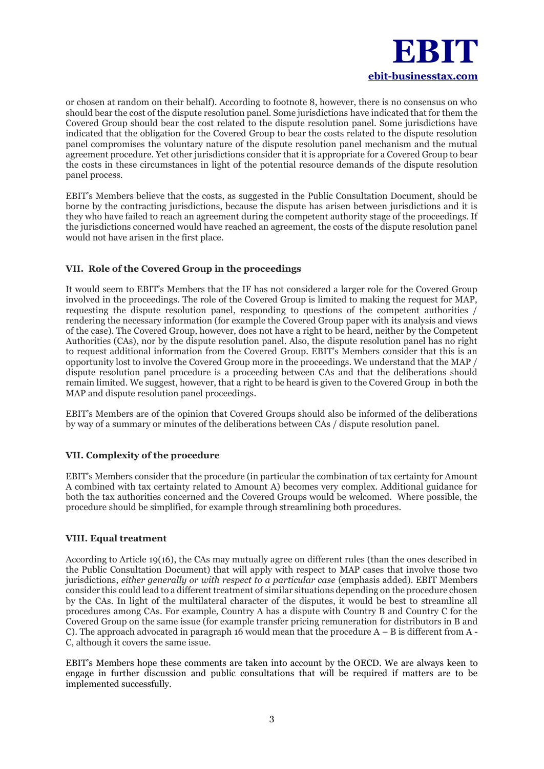or chosen at random on their behalf). According to footnote 8, however, there is no consensus on who should bear the cost of the dispute resolution panel. Some jurisdictions have indicated that for them the Covered Group should bear the cost related to the dispute resolution panel. Some jurisdictions have indicated that the obligation for the Covered Group to bear the costs related to the dispute resolution panel compromises the voluntary nature of the dispute resolution panel mechanism and the mutual agreement procedure. Yet other jurisdictions consider that it is appropriate for a Covered Group to bear the costs in these circumstances in light of the potential resource demands of the dispute resolution panel process.

EBIT's Members believe that the costs, as suggested in the Public Consultation Document, should be borne by the contracting jurisdictions, because the dispute has arisen between jurisdictions and it is they who have failed to reach an agreement during the competent authority stage of the proceedings. If the jurisdictions concerned would have reached an agreement, the costs of the dispute resolution panel would not have arisen in the first place.

### VII. Role of the Covered Group in the proceedings

It would seem to EBIT's Members that the IF has not considered a larger role for the Covered Group involved in the proceedings. The role of the Covered Group is limited to making the request for MAP, requesting the dispute resolution panel, responding to questions of the competent authorities / rendering the necessary information (for example the Covered Group paper with its analysis and views of the case). The Covered Group, however, does not have a right to be heard, neither by the Competent Authorities (CAs), nor by the dispute resolution panel. Also, the dispute resolution panel has no right to request additional information from the Covered Group. EBIT's Members consider that this is an opportunity lost to involve the Covered Group more in the proceedings. We understand that the MAP / dispute resolution panel procedure is a proceeding between CAs and that the deliberations should remain limited. We suggest, however, that a right to be heard is given to the Covered Group in both the MAP and dispute resolution panel proceedings.

EBIT's Members are of the opinion that Covered Groups should also be informed of the deliberations by way of a summary or minutes of the deliberations between CAs / dispute resolution panel.

### VII. Complexity of the procedure

EBIT's Members consider that the procedure (in particular the combination of tax certainty for Amount A combined with tax certainty related to Amount A) becomes very complex. Additional guidance for both the tax authorities concerned and the Covered Groups would be welcomed. Where possible, the procedure should be simplified, for example through streamlining both procedures.

### VIII. Equal treatment

According to Article 19(16), the CAs may mutually agree on different rules (than the ones described in the Public Consultation Document) that will apply with respect to MAP cases that involve those two jurisdictions, *either generally or with respect to a particular case* (emphasis added). EBIT Members consider this could lead to a different treatment of similar situations depending on the procedure chosen by the CAs. In light of the multilateral character of the disputes, it would be best to streamline all procedures among CAs. For example, Country A has a dispute with Country B and Country C for the Covered Group on the same issue (for example transfer pricing remuneration for distributors in B and C). The approach advocated in paragraph 16 would mean that the procedure A – B is different from A - C, although it covers the same issue.

EBIT's Members hope these comments are taken into account by the OECD. We are always keen to engage in further discussion and public consultations that will be required if matters are to be implemented successfully.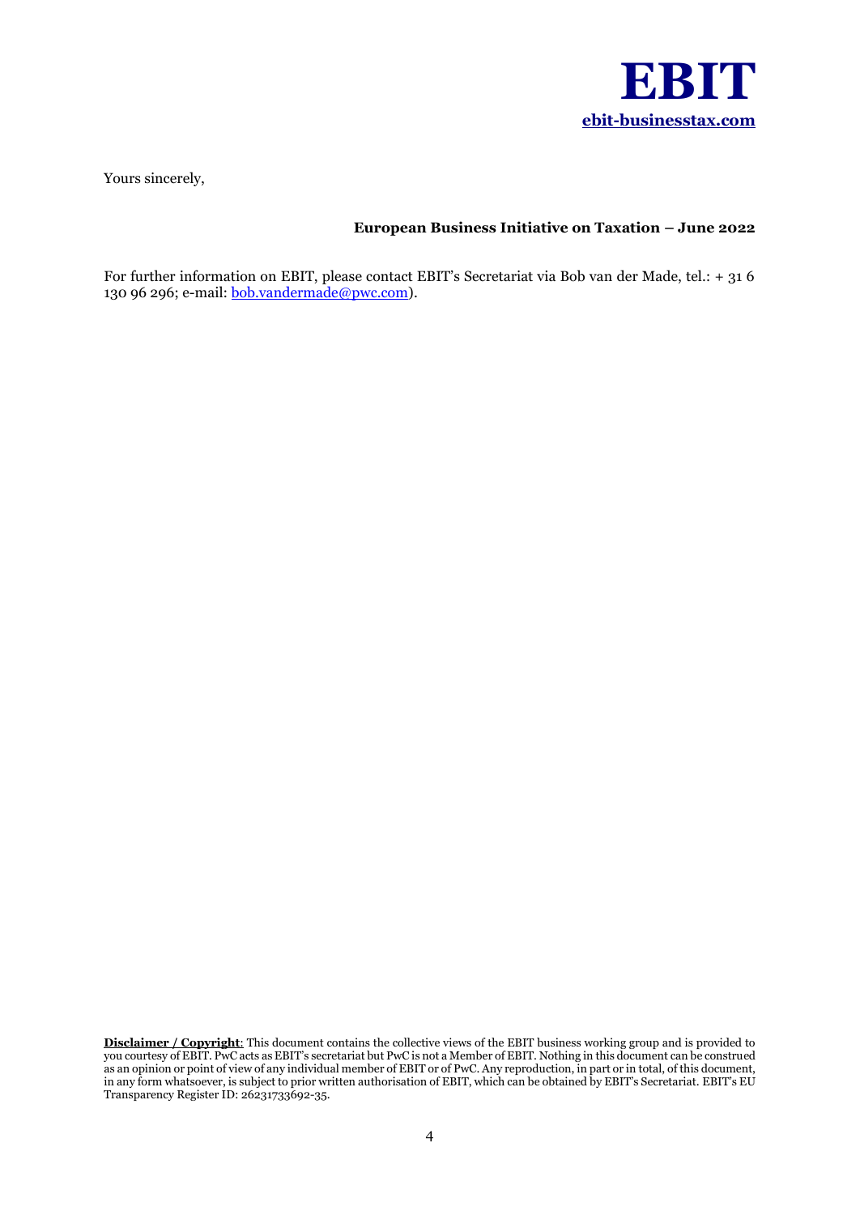Yours sincerely,

**European Business Initiative on Taxation – June 2022**

For further information on EBIT, please contact EBIT's Secretariat via Bob van der Made, tel.: + 31 6 130 96 296; e-mail: bob.vandermade@pwc.com).

**Disclaimer / Copyright**: This document contains the collective views of the EBIT business working group and is provided to you courtesy of EBIT. PwC acts as EBIT's secretariat but PwC is not a Member of EBIT. Nothing in this document can be construed as an opinion or point of view of any individual member of EBIT or of PwC. Any reproduction, in part or in total, of this document, in any form whatsoever, is subject to prior written authorisation of EBIT, which can be obtained by EBIT's Secretariat. EBIT's EU Transparency Register ID: 26231733692-35.